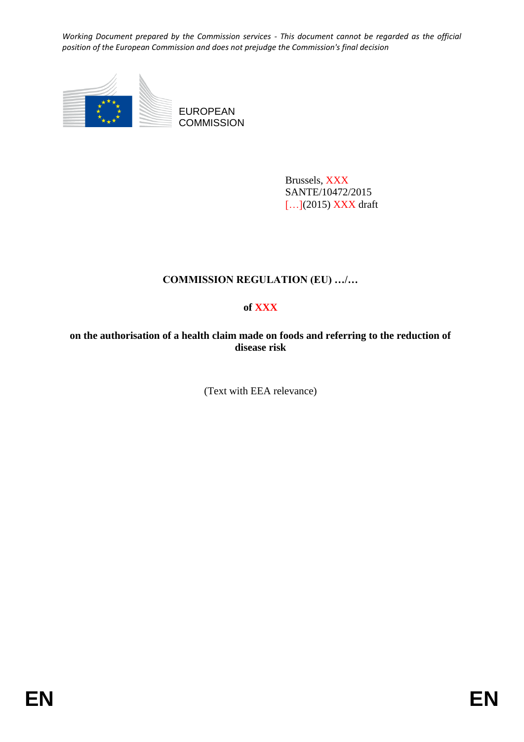*Working Document prepared by the Commission services - This document cannot be regarded as the official position of the European Commission and does not prejudge the Commission's final decision*

EUROPEAN
COMMISSION

Brussels, XXX
SANTE/10472/2015
[…](2015) XXX draft

**COMMISSION REGULATION (EU) …/…**

**of XXX**

**on the authorisation of a health claim made on foods and referring to the reduction of disease risk**

(Text with EEA relevance)

EN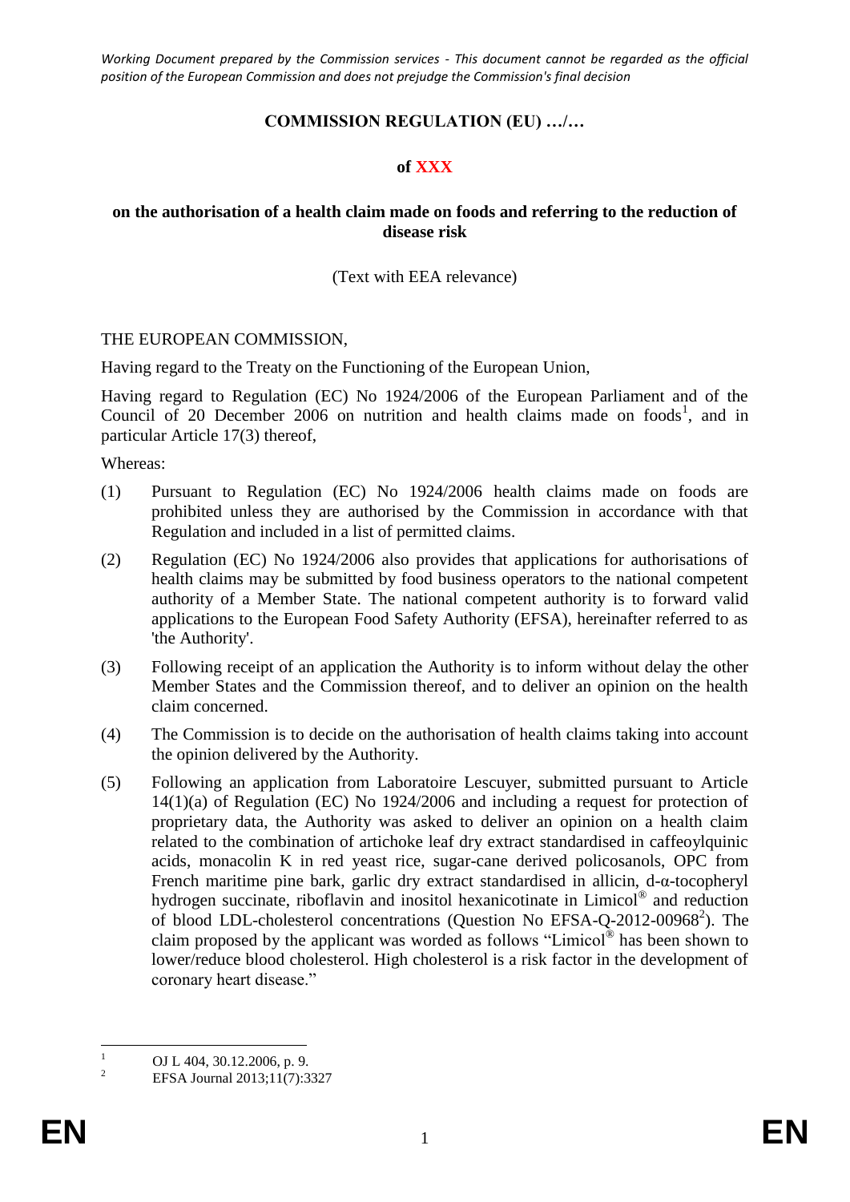*Working Document prepared by the Commission services - This document cannot be regarded as the official position of the European Commission and does not prejudge the Commission's final decision*

**COMMISSION REGULATION (EU) …/…**

**of XXX**

**on the authorisation of a health claim made on foods and referring to the reduction of disease risk**

(Text with EEA relevance)

THE EUROPEAN COMMISSION,

Having regard to the Treaty on the Functioning of the European Union,

Having regard to Regulation (EC) No 1924/2006 of the European Parliament and of the Council of 20 December 2006 on nutrition and health claims made on foods[1], and in particular Article 17(3) thereof,

Whereas:

(1) Pursuant to Regulation (EC) No 1924/2006 health claims made on foods are prohibited unless they are authorised by the Commission in accordance with that Regulation and included in a list of permitted claims.

(2) Regulation (EC) No 1924/2006 also provides that applications for authorisations of health claims may be submitted by food business operators to the national competent authority of a Member State. The national competent authority is to forward valid applications to the European Food Safety Authority (EFSA), hereinafter referred to as 'the Authority'.

(3) Following receipt of an application the Authority is to inform without delay the other Member States and the Commission thereof, and to deliver an opinion on the health claim concerned.

(4) The Commission is to decide on the authorisation of health claims taking into account the opinion delivered by the Authority.

(5) Following an application from Laboratoire Lescuyer, submitted pursuant to Article 14(1)(a) of Regulation (EC) No 1924/2006 and including a request for protection of proprietary data, the Authority was asked to deliver an opinion on a health claim related to the combination of artichoke leaf dry extract standardised in caffeoylquinic acids, monacolin K in red yeast rice, sugar-cane derived policosanols, OPC from French maritime pine bark, garlic dry extract standardised in allicin, d-α-tocopheryl hydrogen succinate, riboflavin and inositol hexanicotinate in Limicol® and reduction of blood LDL-cholesterol concentrations (Question No EFSA-Q-2012-00968[2]). The claim proposed by the applicant was worded as follows "Limicol® has been shown to lower/reduce blood cholesterol. High cholesterol is a risk factor in the development of coronary heart disease."

---

[1] OJ L 404, 30.12.2006, p. 9.

[2] EFSA Journal 2013;11(7):3327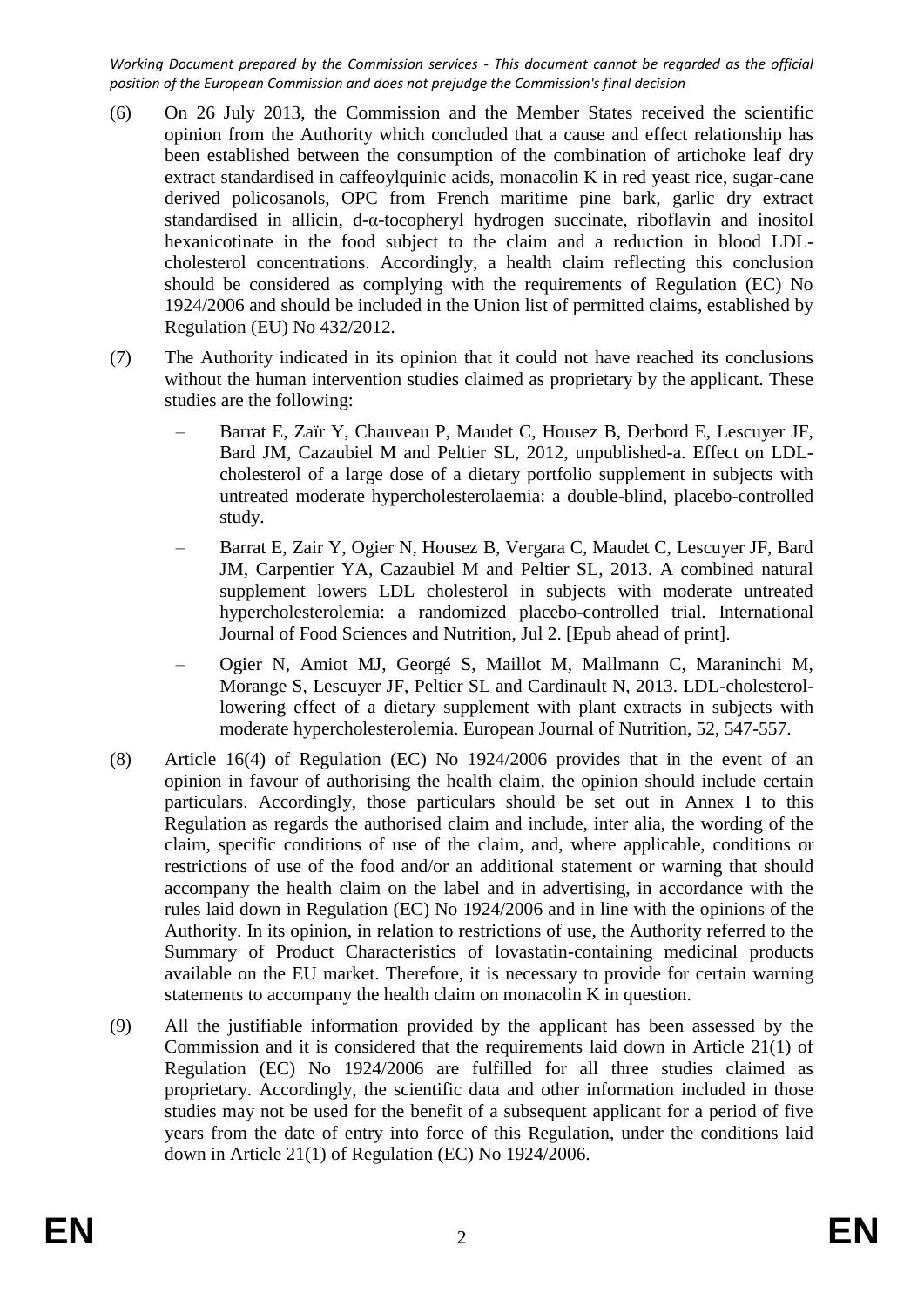(6) On 26 July 2013, the Commission and the Member States received the scientific opinion from the Authority which concluded that a cause and effect relationship has been established between the consumption of the combination of artichoke leaf dry extract standardised in caffeoylquinic acids, monacolin K in red yeast rice, sugar-cane derived policosanols, OPC from French maritime pine bark, garlic dry extract standardised in allicin, d-α-tocopheryl hydrogen succinate, riboflavin and inositol hexanicotinate in the food subject to the claim and a reduction in blood LDL-cholesterol concentrations. Accordingly, a health claim reflecting this conclusion should be considered as complying with the requirements of Regulation (EC) No 1924/2006 and should be included in the Union list of permitted claims, established by Regulation (EU) No 432/2012.

(7) The Authority indicated in its opinion that it could not have reached its conclusions without the human intervention studies claimed as proprietary by the applicant. These studies are the following:

– Barrat E, Zaïr Y, Chauveau P, Maudet C, Housez B, Derbord E, Lescuyer JF, Bard JM, Cazaubiel M and Peltier SL, 2012, unpublished-a. Effect on LDL-cholesterol of a large dose of a dietary portfolio supplement in subjects with untreated moderate hypercholesterolaemia: a double-blind, placebo-controlled study.

– Barrat E, Zair Y, Ogier N, Housez B, Vergara C, Maudet C, Lescuyer JF, Bard JM, Carpentier YA, Cazaubiel M and Peltier SL, 2013. A combined natural supplement lowers LDL cholesterol in subjects with moderate untreated hypercholesterolemia: a randomized placebo-controlled trial. International Journal of Food Sciences and Nutrition, Jul 2. [Epub ahead of print].

– Ogier N, Amiot MJ, Georgé S, Maillot M, Mallmann C, Maraninchi M, Morange S, Lescuyer JF, Peltier SL and Cardinault N, 2013. LDL-cholesterol-lowering effect of a dietary supplement with plant extracts in subjects with moderate hypercholesterolemia. European Journal of Nutrition, 52, 547-557.

(8) Article 16(4) of Regulation (EC) No 1924/2006 provides that in the event of an opinion in favour of authorising the health claim, the opinion should include certain particulars. Accordingly, those particulars should be set out in Annex I to this Regulation as regards the authorised claim and include, inter alia, the wording of the claim, specific conditions of use of the claim, and, where applicable, conditions or restrictions of use of the food and/or an additional statement or warning that should accompany the health claim on the label and in advertising, in accordance with the rules laid down in Regulation (EC) No 1924/2006 and in line with the opinions of the Authority. In its opinion, in relation to restrictions of use, the Authority referred to the Summary of Product Characteristics of lovastatin-containing medicinal products available on the EU market. Therefore, it is necessary to provide for certain warning statements to accompany the health claim on monacolin K in question.

(9) All the justifiable information provided by the applicant has been assessed by the Commission and it is considered that the requirements laid down in Article 21(1) of Regulation (EC) No 1924/2006 are fulfilled for all three studies claimed as proprietary. Accordingly, the scientific data and other information included in those studies may not be used for the benefit of a subsequent applicant for a period of five years from the date of entry into force of this Regulation, under the conditions laid down in Article 21(1) of Regulation (EC) No 1924/2006.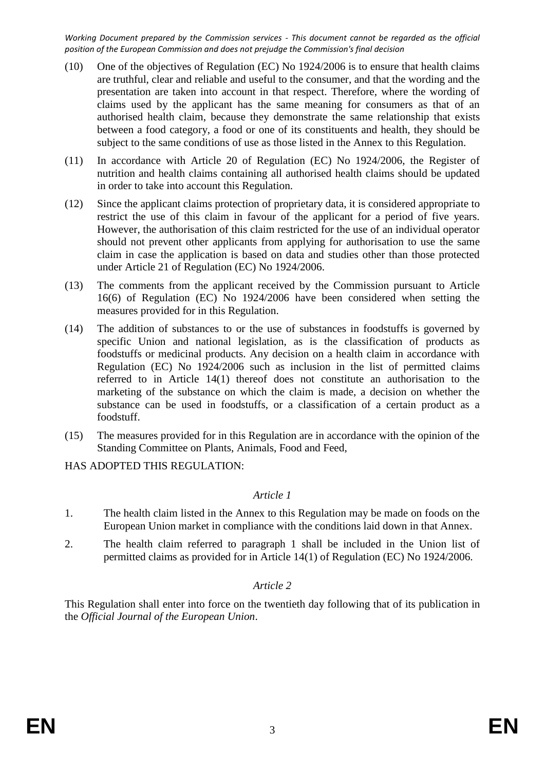(10) One of the objectives of Regulation (EC) No 1924/2006 is to ensure that health claims are truthful, clear and reliable and useful to the consumer, and that the wording and the presentation are taken into account in that respect. Therefore, where the wording of claims used by the applicant has the same meaning for consumers as that of an authorised health claim, because they demonstrate the same relationship that exists between a food category, a food or one of its constituents and health, they should be subject to the same conditions of use as those listed in the Annex to this Regulation.

(11) In accordance with Article 20 of Regulation (EC) No 1924/2006, the Register of nutrition and health claims containing all authorised health claims should be updated in order to take into account this Regulation.

(12) Since the applicant claims protection of proprietary data, it is considered appropriate to restrict the use of this claim in favour of the applicant for a period of five years. However, the authorisation of this claim restricted for the use of an individual operator should not prevent other applicants from applying for authorisation to use the same claim in case the application is based on data and studies other than those protected under Article 21 of Regulation (EC) No 1924/2006.

(13) The comments from the applicant received by the Commission pursuant to Article 16(6) of Regulation (EC) No 1924/2006 have been considered when setting the measures provided for in this Regulation.

(14) The addition of substances to or the use of substances in foodstuffs is governed by specific Union and national legislation, as is the classification of products as foodstuffs or medicinal products. Any decision on a health claim in accordance with Regulation (EC) No 1924/2006 such as inclusion in the list of permitted claims referred to in Article 14(1) thereof does not constitute an authorisation to the marketing of the substance on which the claim is made, a decision on whether the substance can be used in foodstuffs, or a classification of a certain product as a foodstuff.

(15) The measures provided for in this Regulation are in accordance with the opinion of the Standing Committee on Plants, Animals, Food and Feed,

HAS ADOPTED THIS REGULATION:

*Article 1*

1. The health claim listed in the Annex to this Regulation may be made on foods on the European Union market in compliance with the conditions laid down in that Annex.

2. The health claim referred to paragraph 1 shall be included in the Union list of permitted claims as provided for in Article 14(1) of Regulation (EC) No 1924/2006.

*Article 2*

This Regulation shall enter into force on the twentieth day following that of its publication in the *Official Journal of the European Union*.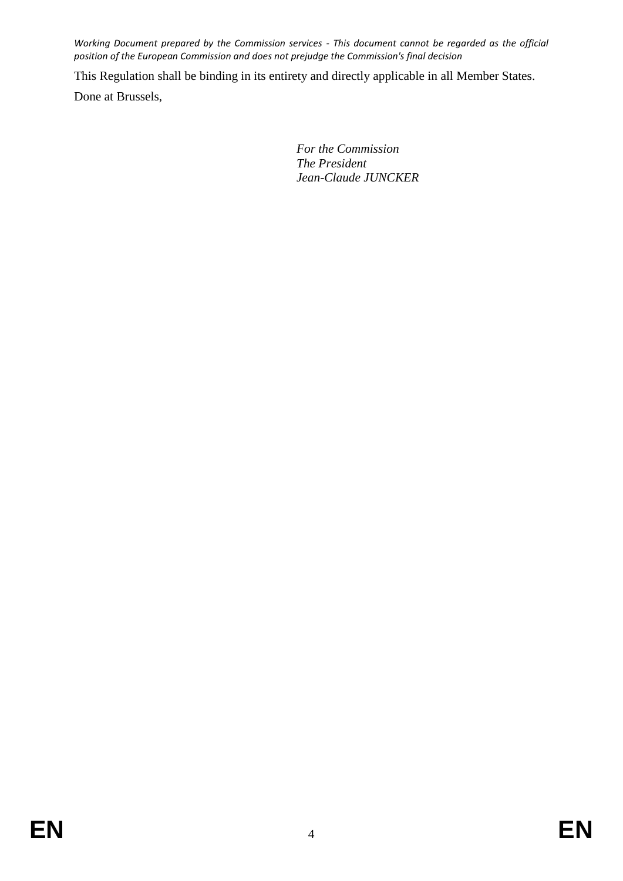This Regulation shall be binding in its entirety and directly applicable in all Member States.

Done at Brussels,

*For the Commission*
*The President*
*Jean-Claude JUNCKER*